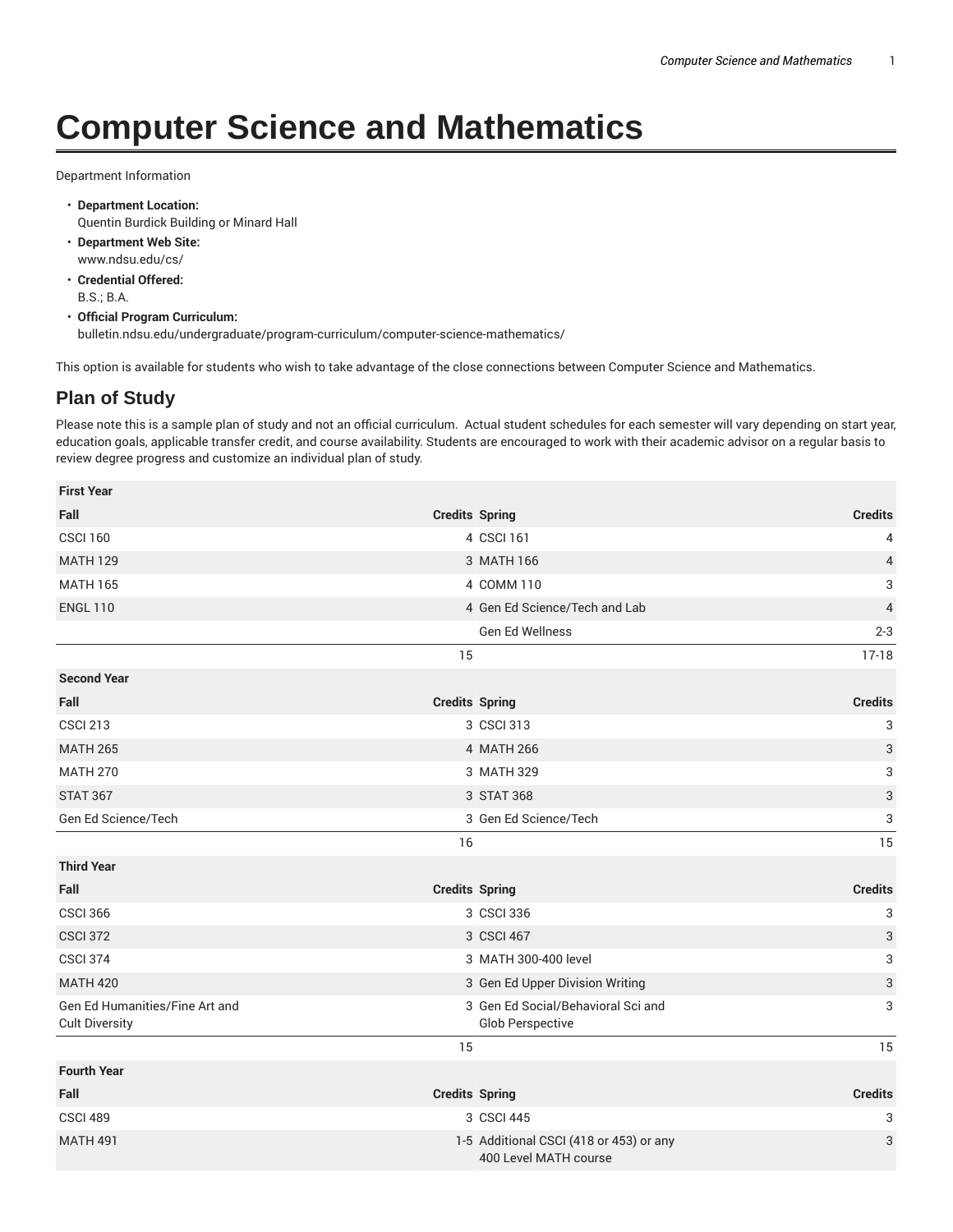# Computer Science and Mathematics

Department Information

- **Department Location:**
  Quentin Burdick Building or Minard Hall
- **Department Web Site:**
  www.ndsu.edu/cs/
- **Credential Offered:**
  B.S.; B.A.
- **Official Program Curriculum:**
  bulletin.ndsu.edu/undergraduate/program-curriculum/computer-science-mathematics/

This option is available for students who wish to take advantage of the close connections between Computer Science and Mathematics.

## Plan of Study

Please note this is a sample plan of study and not an official curriculum. Actual student schedules for each semester will vary depending on start year, education goals, applicable transfer credit, and course availability. Students are encouraged to work with their academic advisor on a regular basis to review degree progress and customize an individual plan of study.

| First Year | | | |
|---|---|---|---|
| **Fall** | **Credits** | **Spring** | **Credits** |
| CSCI 160 | 4 | CSCI 161 | 4 |
| MATH 129 | 3 | MATH 166 | 4 |
| MATH 165 | 4 | COMM 110 | 3 |
| ENGL 110 | 4 | Gen Ed Science/Tech and Lab | 4 |
| | | Gen Ed Wellness | 2-3 |
| | 15 | | 17-18 |
| **Second Year** | | | |
| **Fall** | **Credits** | **Spring** | **Credits** |
| CSCI 213 | 3 | CSCI 313 | 3 |
| MATH 265 | 4 | MATH 266 | 3 |
| MATH 270 | 3 | MATH 329 | 3 |
| STAT 367 | 3 | STAT 368 | 3 |
| Gen Ed Science/Tech | 3 | Gen Ed Science/Tech | 3 |
| | 16 | | 15 |
| **Third Year** | | | |
| **Fall** | **Credits** | **Spring** | **Credits** |
| CSCI 366 | 3 | CSCI 336 | 3 |
| CSCI 372 | 3 | CSCI 467 | 3 |
| CSCI 374 | 3 | MATH 300-400 level | 3 |
| MATH 420 | 3 | Gen Ed Upper Division Writing | 3 |
| Gen Ed Humanities/Fine Art and Cult Diversity | 3 | Gen Ed Social/Behavioral Sci and Glob Perspective | 3 |
| | 15 | | 15 |
| **Fourth Year** | | | |
| **Fall** | **Credits** | **Spring** | **Credits** |
| CSCI 489 | 3 | CSCI 445 | 3 |
| MATH 491 | 1-5 | Additional CSCI (418 or 453) or any 400 Level MATH course | 3 |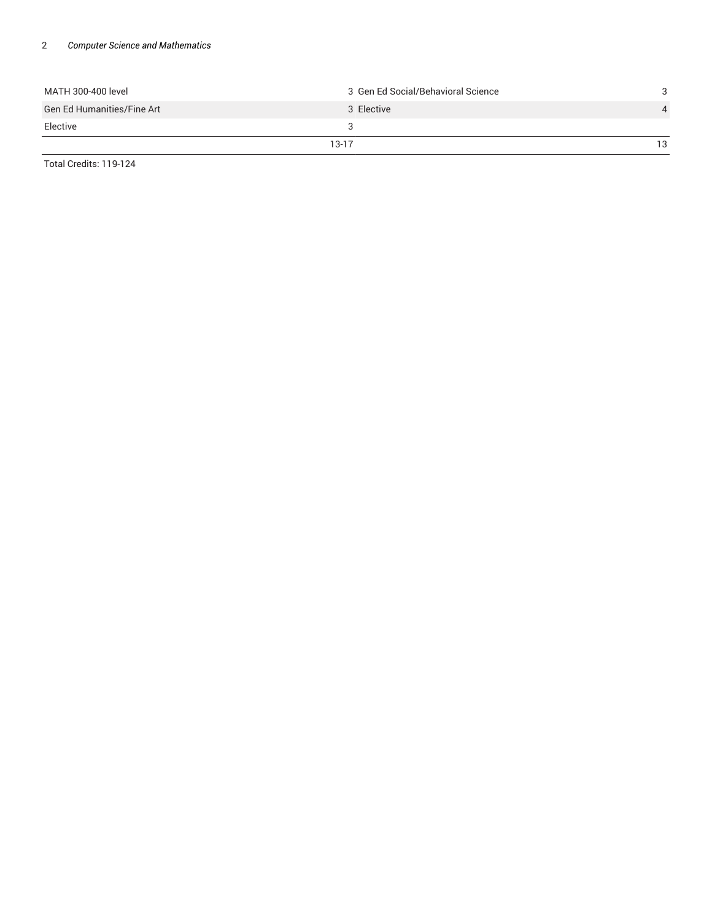| | | | |
|---|---|---|---|
| MATH 300-400 level | 3 | Gen Ed Social/Behavioral Science | 3 |
| Gen Ed Humanities/Fine Art | 3 | Elective | 4 |
| Elective | 3 | | |
| | 13-17 | | 13 |

Total Credits: 119-124